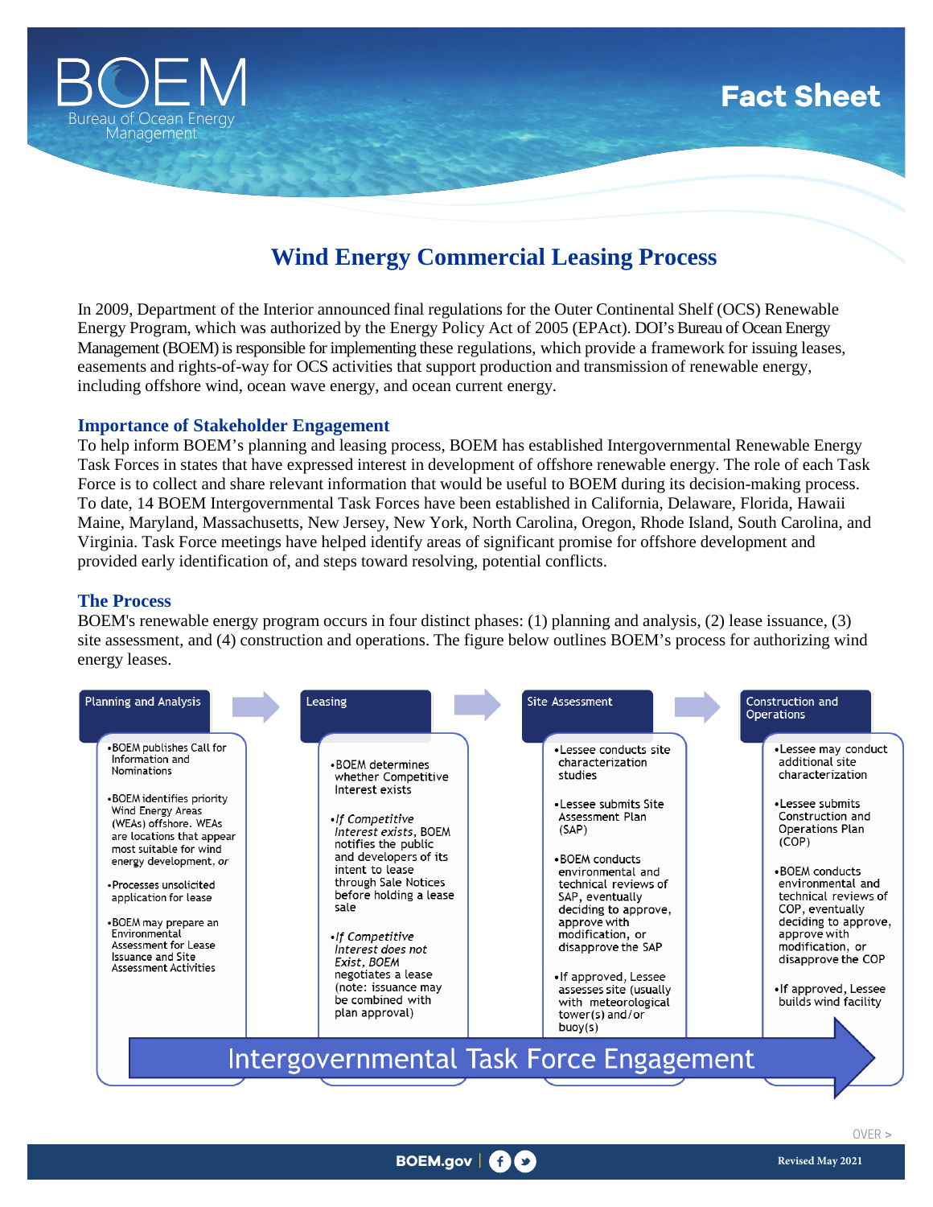BOEM
Bureau of Ocean Energy Management

Fact Sheet

# Wind Energy Commercial Leasing Process

In 2009, Department of the Interior announced final regulations for the Outer Continental Shelf (OCS) Renewable Energy Program, which was authorized by the Energy Policy Act of 2005 (EPAct). DOI's Bureau of Ocean Energy Management (BOEM) is responsible for implementing these regulations, which provide a framework for issuing leases, easements and rights-of-way for OCS activities that support production and transmission of renewable energy, including offshore wind, ocean wave energy, and ocean current energy.

## Importance of Stakeholder Engagement

To help inform BOEM's planning and leasing process, BOEM has established Intergovernmental Renewable Energy Task Forces in states that have expressed interest in development of offshore renewable energy. The role of each Task Force is to collect and share relevant information that would be useful to BOEM during its decision-making process. To date, 14 BOEM Intergovernmental Task Forces have been established in California, Delaware, Florida, Hawaii Maine, Maryland, Massachusetts, New Jersey, New York, North Carolina, Oregon, Rhode Island, South Carolina, and Virginia. Task Force meetings have helped identify areas of significant promise for offshore development and provided early identification of, and steps toward resolving, potential conflicts.

## The Process

BOEM's renewable energy program occurs in four distinct phases: (1) planning and analysis, (2) lease issuance, (3) site assessment, and (4) construction and operations. The figure below outlines BOEM's process for authorizing wind energy leases.

**Planning and Analysis**

- BOEM publishes Call for Information and Nominations
- BOEM identifies priority Wind Energy Areas (WEAs) offshore. WEAs are locations that appear most suitable for wind energy development, *or*
- Processes unsolicited application for lease
- BOEM may prepare an Environmental Assessment for Lease Issuance and Site Assessment Activities

**Leasing**

- BOEM determines whether Competitive Interest exists
- *If Competitive Interest exists*, BOEM notifies the public and developers of its intent to lease through Sale Notices before holding a lease sale
- *If Competitive Interest does not Exist, BOEM* negotiates a lease (note: issuance may be combined with plan approval)

**Site Assessment**

- Lessee conducts site characterization studies
- Lessee submits Site Assessment Plan (SAP)
- BOEM conducts environmental and technical reviews of SAP, eventually deciding to approve, approve with modification, or disapprove the SAP
- If approved, Lessee assesses site (usually with meteorological tower(s) and/or buoy(s)

**Construction and Operations**

- Lessee may conduct additional site characterization
- Lessee submits Construction and Operations Plan (COP)
- BOEM conducts environmental and technical reviews of COP, eventually deciding to approve, approve with modification, or disapprove the COP
- If approved, Lessee builds wind facility

Intergovernmental Task Force Engagement

OVER >

BOEM.gov

Revised May 2021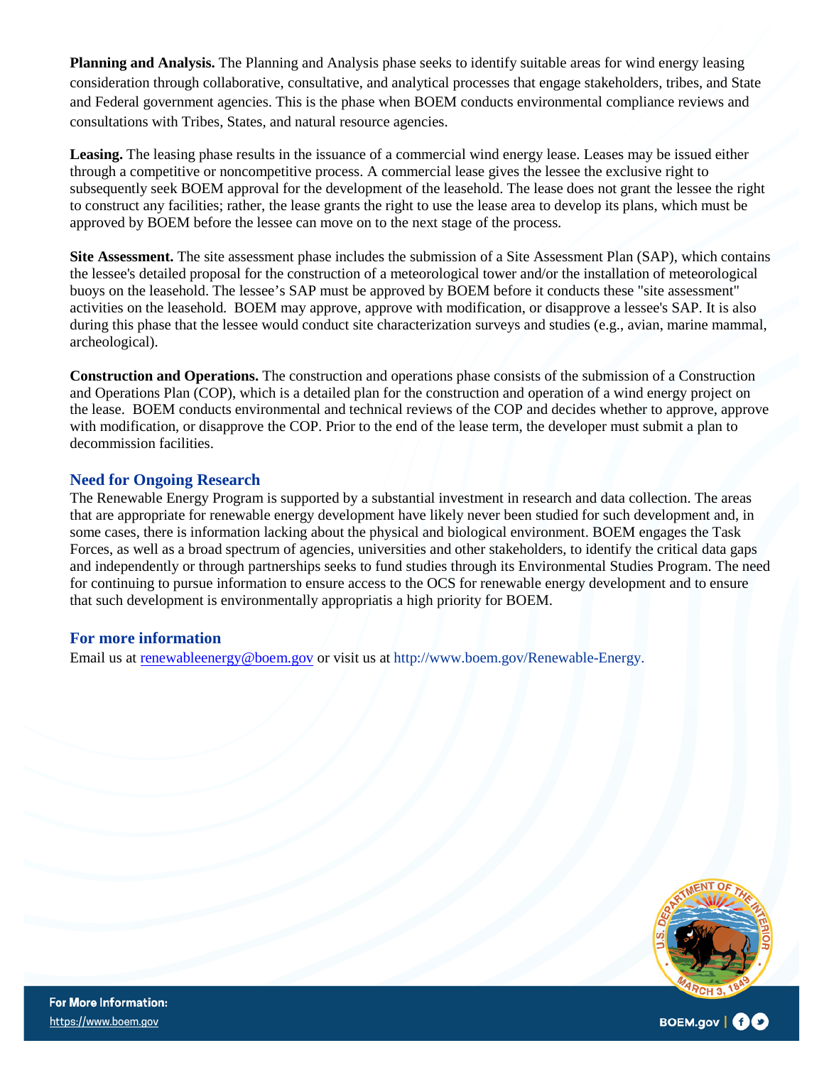**Planning and Analysis.** The Planning and Analysis phase seeks to identify suitable areas for wind energy leasing consideration through collaborative, consultative, and analytical processes that engage stakeholders, tribes, and State and Federal government agencies. This is the phase when BOEM conducts environmental compliance reviews and consultations with Tribes, States, and natural resource agencies.

**Leasing.** The leasing phase results in the issuance of a commercial wind energy lease. Leases may be issued either through a competitive or noncompetitive process. A commercial lease gives the lessee the exclusive right to subsequently seek BOEM approval for the development of the leasehold. The lease does not grant the lessee the right to construct any facilities; rather, the lease grants the right to use the lease area to develop its plans, which must be approved by BOEM before the lessee can move on to the next stage of the process.

**Site Assessment.** The site assessment phase includes the submission of a Site Assessment Plan (SAP), which contains the lessee's detailed proposal for the construction of a meteorological tower and/or the installation of meteorological buoys on the leasehold. The lessee's SAP must be approved by BOEM before it conducts these "site assessment" activities on the leasehold. BOEM may approve, approve with modification, or disapprove a lessee's SAP. It is also during this phase that the lessee would conduct site characterization surveys and studies (e.g., avian, marine mammal, archeological).

**Construction and Operations.** The construction and operations phase consists of the submission of a Construction and Operations Plan (COP), which is a detailed plan for the construction and operation of a wind energy project on the lease. BOEM conducts environmental and technical reviews of the COP and decides whether to approve, approve with modification, or disapprove the COP. Prior to the end of the lease term, the developer must submit a plan to decommission facilities.

## Need for Ongoing Research

The Renewable Energy Program is supported by a substantial investment in research and data collection. The areas that are appropriate for renewable energy development have likely never been studied for such development and, in some cases, there is information lacking about the physical and biological environment. BOEM engages the Task Forces, as well as a broad spectrum of agencies, universities and other stakeholders, to identify the critical data gaps and independently or through partnerships seeks to fund studies through its Environmental Studies Program. The need for continuing to pursue information to ensure access to the OCS for renewable energy development and to ensure that such development is environmentally appropriatis a high priority for BOEM.

## For more information

Email us at renewableenergy@boem.gov or visit us at http://www.boem.gov/Renewable-Energy.

For More Information:
https://www.boem.gov

BOEM.gov